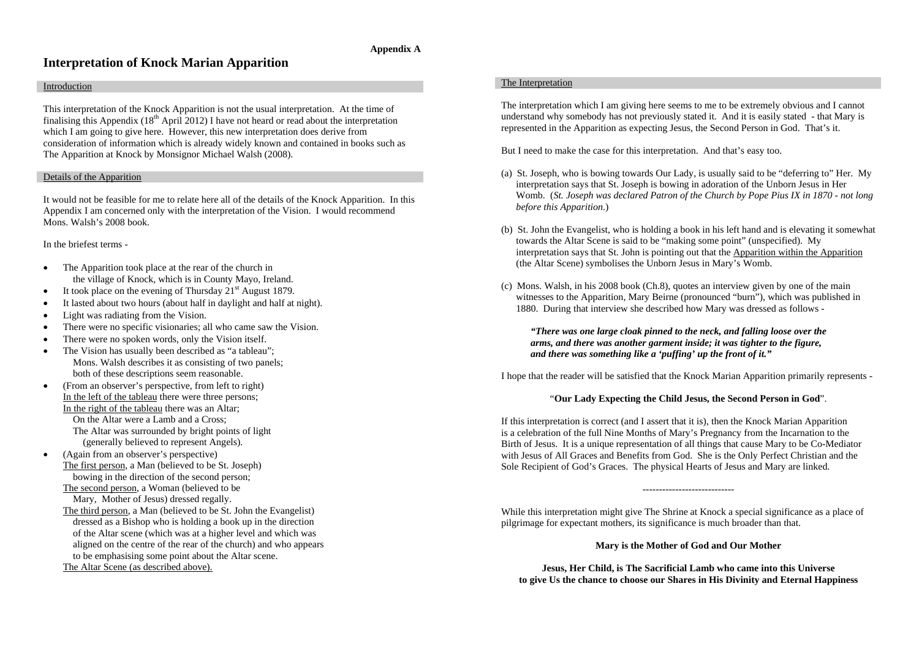**Appendix A**

# Interpretation of Knock Marian Apparition

## Introduction

This interpretation of the Knock Apparition is not the usual interpretation. At the time of finalising this Appendix (18th April 2012) I have not heard or read about the interpretation which I am going to give here. However, this new interpretation does derive from consideration of information which is already widely known and contained in books such as The Apparition at Knock by Monsignor Michael Walsh (2008).

## Details of the Apparition

It would not be feasible for me to relate here all of the details of the Knock Apparition. In this Appendix I am concerned only with the interpretation of the Vision. I would recommend Mons. Walsh's 2008 book.

In the briefest terms -

- The Apparition took place at the rear of the church in the village of Knock, which is in County Mayo, Ireland.
- It took place on the evening of Thursday 21st August 1879.
- It lasted about two hours (about half in daylight and half at night).
- Light was radiating from the Vision.
- There were no specific visionaries; all who came saw the Vision.
- There were no spoken words, only the Vision itself.
- The Vision has usually been described as "a tableau"; Mons. Walsh describes it as consisting of two panels; both of these descriptions seem reasonable.
- (From an observer's perspective, from left to right)
  In the left of the tableau there were three persons;
  In the right of the tableau there was an Altar;
  On the Altar were a Lamb and a Cross;
  The Altar was surrounded by bright points of light (generally believed to represent Angels).
- (Again from an observer's perspective)
  The first person, a Man (believed to be St. Joseph) bowing in the direction of the second person;
  The second person, a Woman (believed to be Mary, Mother of Jesus) dressed regally.
  The third person, a Man (believed to be St. John the Evangelist) dressed as a Bishop who is holding a book up in the direction of the Altar scene (which was at a higher level and which was aligned on the centre of the rear of the church) and who appears to be emphasising some point about the Altar scene.
  The Altar Scene (as described above).

## The Interpretation

The interpretation which I am giving here seems to me to be extremely obvious and I cannot understand why somebody has not previously stated it. And it is easily stated - that Mary is represented in the Apparition as expecting Jesus, the Second Person in God. That's it.

But I need to make the case for this interpretation. And that's easy too.

(a) St. Joseph, who is bowing towards Our Lady, is usually said to be "deferring to" Her. My interpretation says that St. Joseph is bowing in adoration of the Unborn Jesus in Her Womb. (*St. Joseph was declared Patron of the Church by Pope Pius IX in 1870 - not long before this Apparition.*)

(b) St. John the Evangelist, who is holding a book in his left hand and is elevating it somewhat towards the Altar Scene is said to be "making some point" (unspecified). My interpretation says that St. John is pointing out that the Apparition within the Apparition (the Altar Scene) symbolises the Unborn Jesus in Mary's Womb.

(c) Mons. Walsh, in his 2008 book (Ch.8), quotes an interview given by one of the main witnesses to the Apparition, Mary Beirne (pronounced "burn"), which was published in 1880. During that interview she described how Mary was dressed as follows -

> ***"There was one large cloak pinned to the neck, and falling loose over the arms, and there was another garment inside; it was tighter to the figure, and there was something like a 'puffing' up the front of it."***

I hope that the reader will be satisfied that the Knock Marian Apparition primarily represents -

"**Our Lady Expecting the Child Jesus, the Second Person in God**".

If this interpretation is correct (and I assert that it is), then the Knock Marian Apparition is a celebration of the full Nine Months of Mary's Pregnancy from the Incarnation to the Birth of Jesus. It is a unique representation of all things that cause Mary to be Co-Mediator with Jesus of All Graces and Benefits from God. She is the Only Perfect Christian and the Sole Recipient of God's Graces. The physical Hearts of Jesus and Mary are linked.

----------------------------

While this interpretation might give The Shrine at Knock a special significance as a place of pilgrimage for expectant mothers, its significance is much broader than that.

**Mary is the Mother of God and Our Mother**

**Jesus, Her Child, is The Sacrificial Lamb who came into this Universe to give Us the chance to choose our Shares in His Divinity and Eternal Happiness**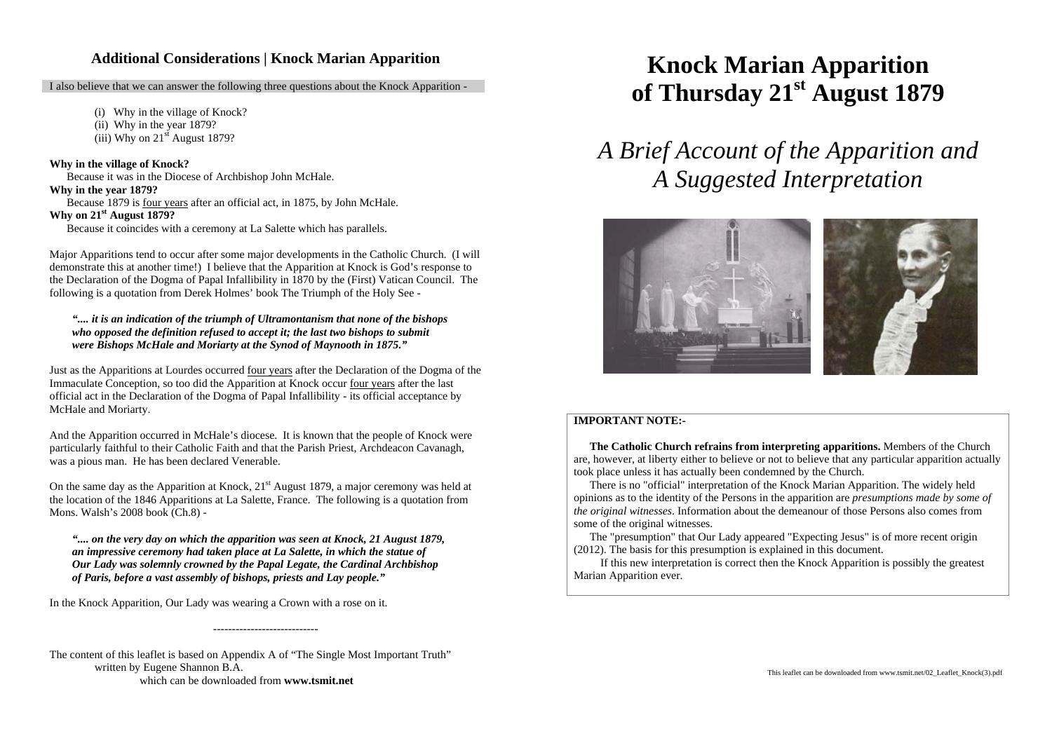## Additional Considerations | Knock Marian Apparition

I also believe that we can answer the following three questions about the Knock Apparition -

(i) Why in the village of Knock?
(ii) Why in the year 1879?
(iii) Why on 21st August 1879?

**Why in the village of Knock?**
Because it was in the Diocese of Archbishop John McHale.

**Why in the year 1879?**
Because 1879 is four years after an official act, in 1875, by John McHale.

**Why on 21st August 1879?**
Because it coincides with a ceremony at La Salette which has parallels.

Major Apparitions tend to occur after some major developments in the Catholic Church. (I will demonstrate this at another time!) I believe that the Apparition at Knock is God's response to the Declaration of the Dogma of Papal Infallibility in 1870 by the (First) Vatican Council. The following is a quotation from Derek Holmes' book The Triumph of the Holy See -

> ***".... it is an indication of the triumph of Ultramontanism that none of the bishops who opposed the definition refused to accept it; the last two bishops to submit were Bishops McHale and Moriarty at the Synod of Maynooth in 1875."***

Just as the Apparitions at Lourdes occurred four years after the Declaration of the Dogma of the Immaculate Conception, so too did the Apparition at Knock occur four years after the last official act in the Declaration of the Dogma of Papal Infallibility - its official acceptance by McHale and Moriarty.

And the Apparition occurred in McHale's diocese. It is known that the people of Knock were particularly faithful to their Catholic Faith and that the Parish Priest, Archdeacon Cavanagh, was a pious man. He has been declared Venerable.

On the same day as the Apparition at Knock, 21st August 1879, a major ceremony was held at the location of the 1846 Apparitions at La Salette, France. The following is a quotation from Mons. Walsh's 2008 book (Ch.8) -

> ***".... on the very day on which the apparition was seen at Knock, 21 August 1879, an impressive ceremony had taken place at La Salette, in which the statue of Our Lady was solemnly crowned by the Papal Legate, the Cardinal Archbishop of Paris, before a vast assembly of bishops, priests and Lay people."***

In the Knock Apparition, Our Lady was wearing a Crown with a rose on it.

----------------------------

The content of this leaflet is based on Appendix A of "The Single Most Important Truth" written by Eugene Shannon B.A. which can be downloaded from **www.tsmit.net**

# Knock Marian Apparition of Thursday 21st August 1879

## *A Brief Account of the Apparition and A Suggested Interpretation*

**IMPORTANT NOTE:-**

**The Catholic Church refrains from interpreting apparitions.** Members of the Church are, however, at liberty either to believe or not to believe that any particular apparition actually took place unless it has actually been condemned by the Church.

There is no "official" interpretation of the Knock Marian Apparition. The widely held opinions as to the identity of the Persons in the apparition are *presumptions made by some of the original witnesses*. Information about the demeanour of those Persons also comes from some of the original witnesses.

The "presumption" that Our Lady appeared "Expecting Jesus" is of more recent origin (2012). The basis for this presumption is explained in this document.

If this new interpretation is correct then the Knock Apparition is possibly the greatest Marian Apparition ever.

This leaflet can be downloaded from www.tsmit.net/02_Leaflet_Knock(3).pdf